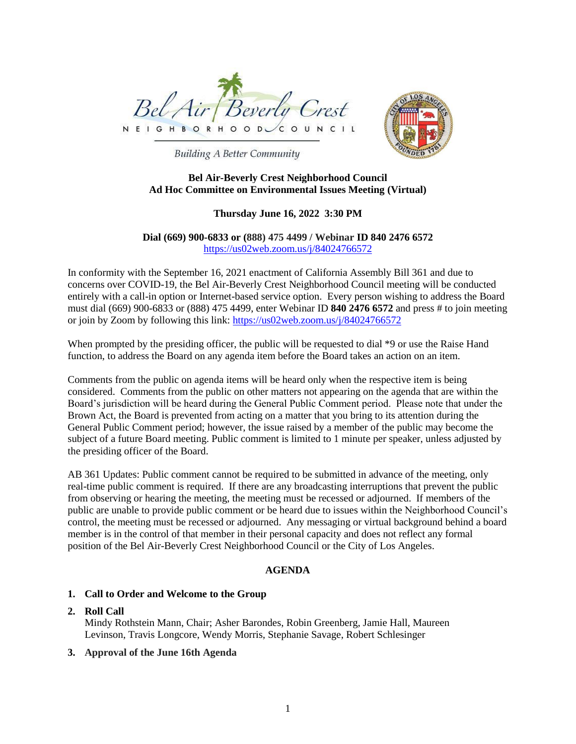Bel Air Beverly Crest NEIGHBORHOOD COUNCIL

*Building A Better Community*

**Bel Air-Beverly Crest Neighborhood Council**
**Ad Hoc Committee on Environmental Issues Meeting (Virtual)**

**Thursday June 16, 2022 3:30 PM**

**Dial (669) 900-6833 or (888) 475 4499 / Webinar ID 840 2476 6572**
https://us02web.zoom.us/j/84024766572

In conformity with the September 16, 2021 enactment of California Assembly Bill 361 and due to concerns over COVID-19, the Bel Air-Beverly Crest Neighborhood Council meeting will be conducted entirely with a call-in option or Internet-based service option. Every person wishing to address the Board must dial (669) 900-6833 or (888) 475 4499, enter Webinar ID **840 2476 6572** and press # to join meeting or join by Zoom by following this link: https://us02web.zoom.us/j/84024766572

When prompted by the presiding officer, the public will be requested to dial *9 or use the Raise Hand function, to address the Board on any agenda item before the Board takes an action on an item.

Comments from the public on agenda items will be heard only when the respective item is being considered. Comments from the public on other matters not appearing on the agenda that are within the Board's jurisdiction will be heard during the General Public Comment period. Please note that under the Brown Act, the Board is prevented from acting on a matter that you bring to its attention during the General Public Comment period; however, the issue raised by a member of the public may become the subject of a future Board meeting. Public comment is limited to 1 minute per speaker, unless adjusted by the presiding officer of the Board.

AB 361 Updates: Public comment cannot be required to be submitted in advance of the meeting, only real-time public comment is required. If there are any broadcasting interruptions that prevent the public from observing or hearing the meeting, the meeting must be recessed or adjourned. If members of the public are unable to provide public comment or be heard due to issues within the Neighborhood Council's control, the meeting must be recessed or adjourned. Any messaging or virtual background behind a board member is in the control of that member in their personal capacity and does not reflect any formal position of the Bel Air-Beverly Crest Neighborhood Council or the City of Los Angeles.

## AGENDA

1. **Call to Order and Welcome to the Group**
2. **Roll Call**
   Mindy Rothstein Mann, Chair; Asher Barondes, Robin Greenberg, Jamie Hall, Maureen Levinson, Travis Longcore, Wendy Morris, Stephanie Savage, Robert Schlesinger
3. **Approval of the June 16th Agenda**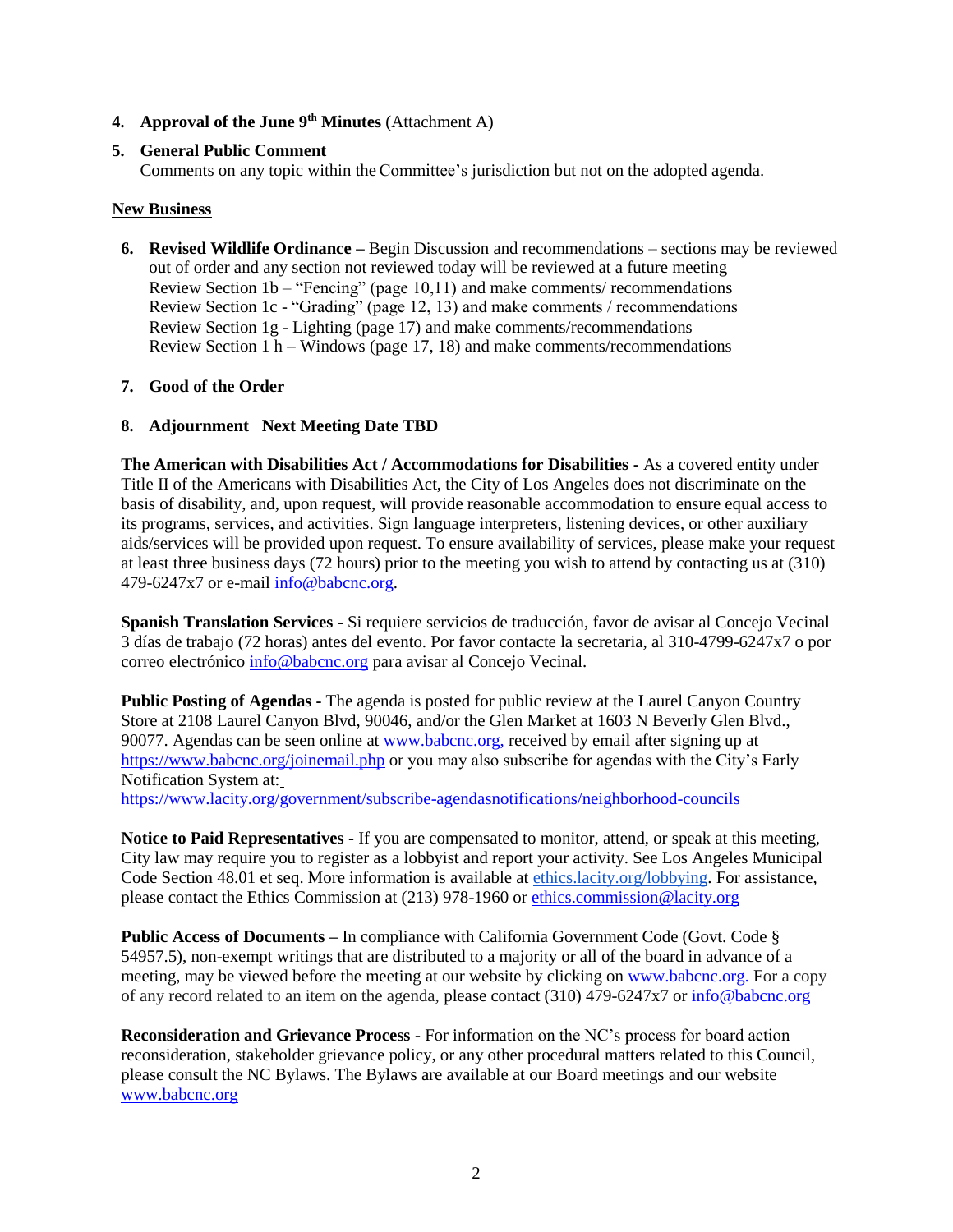4. **Approval of the June 9th Minutes** (Attachment A)

5. **General Public Comment**
   Comments on any topic within the Committee's jurisdiction but not on the adopted agenda.

**New Business**

6. **Revised Wildlife Ordinance –** Begin Discussion and recommendations – sections may be reviewed out of order and any section not reviewed today will be reviewed at a future meeting
   Review Section 1b – "Fencing" (page 10,11) and make comments/ recommendations
   Review Section 1c - "Grading" (page 12, 13) and make comments / recommendations
   Review Section 1g - Lighting (page 17) and make comments/recommendations
   Review Section 1 h – Windows (page 17, 18) and make comments/recommendations

7. **Good of the Order**

8. **Adjournment   Next Meeting Date TBD**

**The American with Disabilities Act / Accommodations for Disabilities -** As a covered entity under Title II of the Americans with Disabilities Act, the City of Los Angeles does not discriminate on the basis of disability, and, upon request, will provide reasonable accommodation to ensure equal access to its programs, services, and activities. Sign language interpreters, listening devices, or other auxiliary aids/services will be provided upon request. To ensure availability of services, please make your request at least three business days (72 hours) prior to the meeting you wish to attend by contacting us at (310) 479-6247x7 or e-mail info@babcnc.org.

**Spanish Translation Services -** Si requiere servicios de traducción, favor de avisar al Concejo Vecinal 3 días de trabajo (72 horas) antes del evento. Por favor contacte la secretaria, al 310-4799-6247x7 o por correo electrónico info@babcnc.org para avisar al Concejo Vecinal.

**Public Posting of Agendas -** The agenda is posted for public review at the Laurel Canyon Country Store at 2108 Laurel Canyon Blvd, 90046, and/or the Glen Market at 1603 N Beverly Glen Blvd., 90077. Agendas can be seen online at www.babcnc.org, received by email after signing up at https://www.babcnc.org/joinemail.php or you may also subscribe for agendas with the City's Early Notification System at:
https://www.lacity.org/government/subscribe-agendasnotifications/neighborhood-councils

**Notice to Paid Representatives -** If you are compensated to monitor, attend, or speak at this meeting, City law may require you to register as a lobbyist and report your activity. See Los Angeles Municipal Code Section 48.01 et seq. More information is available at ethics.lacity.org/lobbying. For assistance, please contact the Ethics Commission at (213) 978-1960 or ethics.commission@lacity.org

**Public Access of Documents –** In compliance with California Government Code (Govt. Code § 54957.5), non-exempt writings that are distributed to a majority or all of the board in advance of a meeting, may be viewed before the meeting at our website by clicking on www.babcnc.org. For a copy of any record related to an item on the agenda, please contact (310) 479-6247x7 or info@babcnc.org

**Reconsideration and Grievance Process -** For information on the NC's process for board action reconsideration, stakeholder grievance policy, or any other procedural matters related to this Council, please consult the NC Bylaws. The Bylaws are available at our Board meetings and our website www.babcnc.org